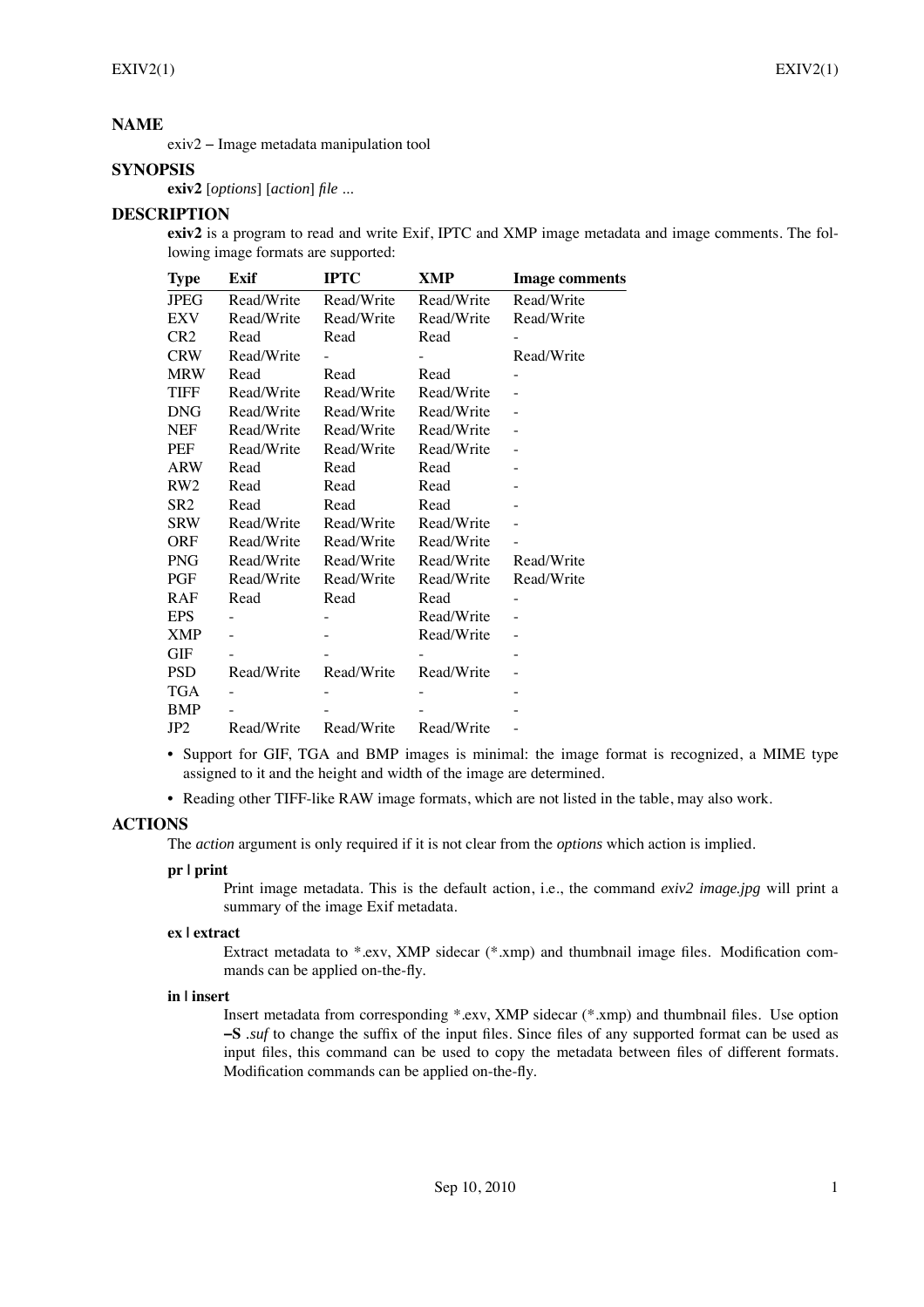## NAME

exiv2 – Image metadata manipulation tool

## SYNOPSIS

**exiv2** [*options*] [*action*] *file* ...

## DESCRIPTION

**exiv2** is a program to read and write Exif, IPTC and XMP image metadata and image comments. The following image formats are supported:

| Type | Exif | IPTC | XMP | Image comments |
|---|---|---|---|---|
| JPEG | Read/Write | Read/Write | Read/Write | Read/Write |
| EXV | Read/Write | Read/Write | Read/Write | Read/Write |
| CR2 | Read | Read | Read | - |
| CRW | Read/Write | - | - | Read/Write |
| MRW | Read | Read | Read | - |
| TIFF | Read/Write | Read/Write | Read/Write | - |
| DNG | Read/Write | Read/Write | Read/Write | - |
| NEF | Read/Write | Read/Write | Read/Write | - |
| PEF | Read/Write | Read/Write | Read/Write | - |
| ARW | Read | Read | Read | - |
| RW2 | Read | Read | Read | - |
| SR2 | Read | Read | Read | - |
| SRW | Read/Write | Read/Write | Read/Write | - |
| ORF | Read/Write | Read/Write | Read/Write | - |
| PNG | Read/Write | Read/Write | Read/Write | Read/Write |
| PGF | Read/Write | Read/Write | Read/Write | Read/Write |
| RAF | Read | Read | Read | - |
| EPS | - | - | Read/Write | - |
| XMP | - | - | Read/Write | - |
| GIF | - | - | - | - |
| PSD | Read/Write | Read/Write | Read/Write | - |
| TGA | - | - | - | - |
| BMP | - | - | - | - |
| JP2 | Read/Write | Read/Write | Read/Write | - |

- Support for GIF, TGA and BMP images is minimal: the image format is recognized, a MIME type assigned to it and the height and width of the image are determined.
- Reading other TIFF-like RAW image formats, which are not listed in the table, may also work.

## ACTIONS

The *action* argument is only required if it is not clear from the *options* which action is implied.

**pr | print**

Print image metadata. This is the default action, i.e., the command *exiv2 image.jpg* will print a summary of the image Exif metadata.

**ex | extract**

Extract metadata to *.exv, XMP sidecar (*.xmp) and thumbnail image files. Modification commands can be applied on-the-fly.

**in | insert**

Insert metadata from corresponding *.exv, XMP sidecar (*.xmp) and thumbnail files. Use option **–S** *.suf* to change the suffix of the input files. Since files of any supported format can be used as input files, this command can be used to copy the metadata between files of different formats. Modification commands can be applied on-the-fly.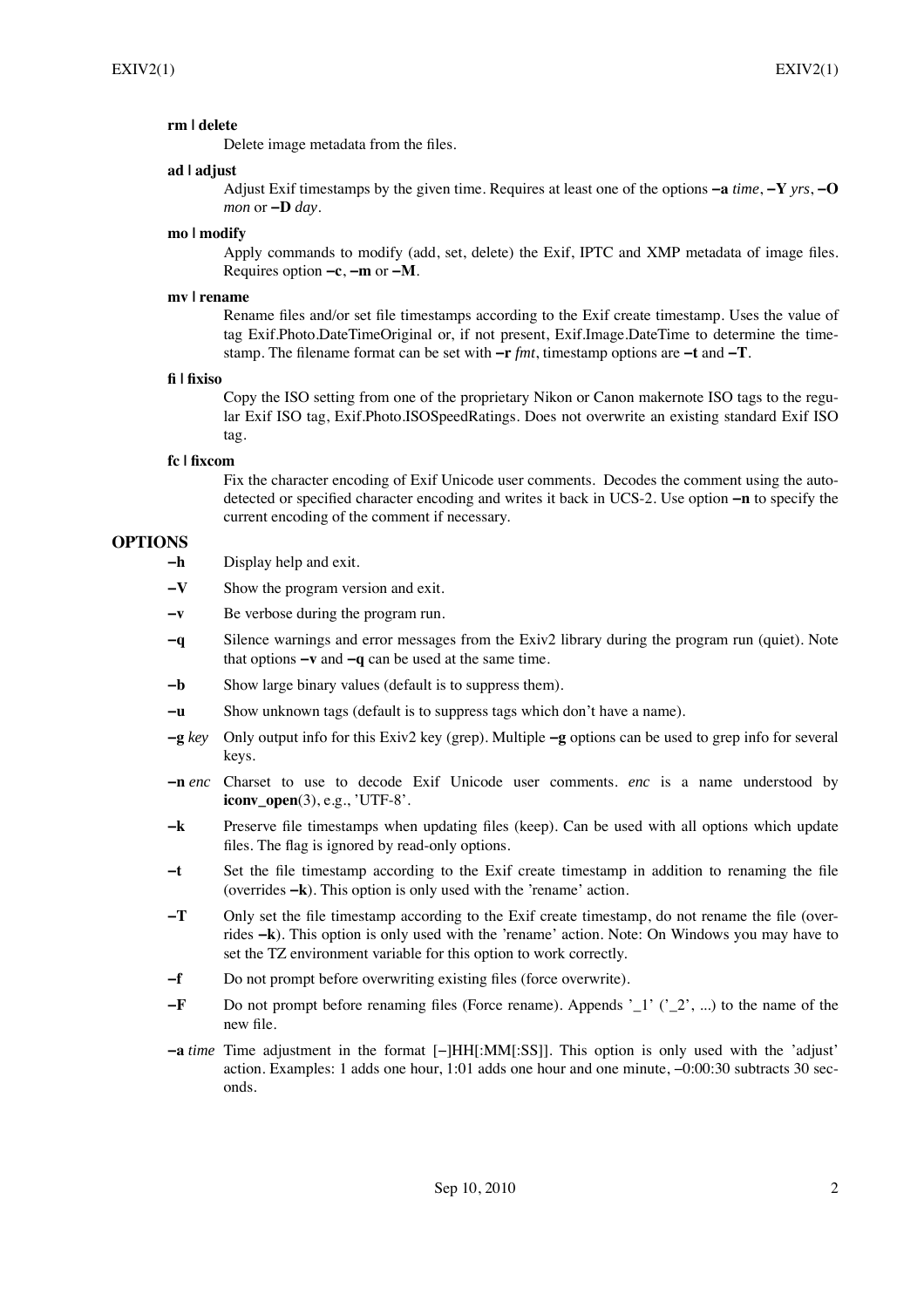**rm | delete**

Delete image metadata from the files.

**ad | adjust**

Adjust Exif timestamps by the given time. Requires at least one of the options **−a** *time*, **−Y** *yrs*, **−O** *mon* or **−D** *day*.

**mo | modify**

Apply commands to modify (add, set, delete) the Exif, IPTC and XMP metadata of image files. Requires option **−c**, **−m** or **−M**.

**mv | rename**

Rename files and/or set file timestamps according to the Exif create timestamp. Uses the value of tag Exif.Photo.DateTimeOriginal or, if not present, Exif.Image.DateTime to determine the timestamp. The filename format can be set with **−r** *fmt*, timestamp options are **−t** and **−T**.

**fi | fixiso**

Copy the ISO setting from one of the proprietary Nikon or Canon makernote ISO tags to the regular Exif ISO tag, Exif.Photo.ISOSpeedRatings. Does not overwrite an existing standard Exif ISO tag.

**fc | fixcom**

Fix the character encoding of Exif Unicode user comments. Decodes the comment using the auto-detected or specified character encoding and writes it back in UCS-2. Use option **−n** to specify the current encoding of the comment if necessary.

## OPTIONS

**−h** Display help and exit.

**−V** Show the program version and exit.

**−v** Be verbose during the program run.

**−q** Silence warnings and error messages from the Exiv2 library during the program run (quiet). Note that options **−v** and **−q** can be used at the same time.

**−b** Show large binary values (default is to suppress them).

**−u** Show unknown tags (default is to suppress tags which don't have a name).

**−g** *key* Only output info for this Exiv2 key (grep). Multiple **−g** options can be used to grep info for several keys.

**−n** *enc* Charset to use to decode Exif Unicode user comments. *enc* is a name understood by **iconv_open**(3), e.g., 'UTF-8'.

**−k** Preserve file timestamps when updating files (keep). Can be used with all options which update files. The flag is ignored by read-only options.

**−t** Set the file timestamp according to the Exif create timestamp in addition to renaming the file (overrides **−k**). This option is only used with the 'rename' action.

**−T** Only set the file timestamp according to the Exif create timestamp, do not rename the file (overrides **−k**). This option is only used with the 'rename' action. Note: On Windows you may have to set the TZ environment variable for this option to work correctly.

**−f** Do not prompt before overwriting existing files (force overwrite).

**−F** Do not prompt before renaming files (Force rename). Appends '_1' ('_2', ...) to the name of the new file.

**−a** *time* Time adjustment in the format [−]HH[:MM[:SS]]. This option is only used with the 'adjust' action. Examples: 1 adds one hour, 1:01 adds one hour and one minute, −0:00:30 subtracts 30 seconds.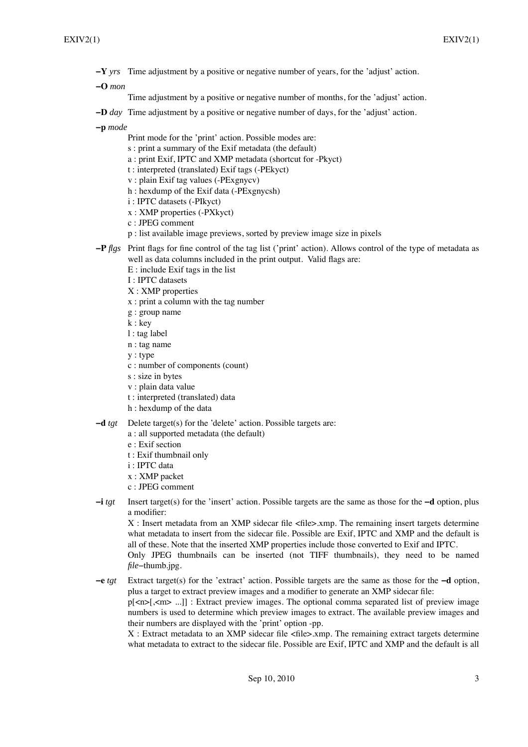**−Y** *yrs* Time adjustment by a positive or negative number of years, for the 'adjust' action.

**−O** *mon*
Time adjustment by a positive or negative number of months, for the 'adjust' action.

**−D** *day* Time adjustment by a positive or negative number of days, for the 'adjust' action.

**−p** *mode*
Print mode for the 'print' action. Possible modes are:
s : print a summary of the Exif metadata (the default)
a : print Exif, IPTC and XMP metadata (shortcut for -Pkyct)
t : interpreted (translated) Exif tags (-PEkyct)
v : plain Exif tag values (-PExgnycv)
h : hexdump of the Exif data (-PExgnycsh)
i : IPTC datasets (-PIkyct)
x : XMP properties (-PXkyct)
c : JPEG comment
p : list available image previews, sorted by preview image size in pixels

**−P** *flgs* Print flags for fine control of the tag list ('print' action). Allows control of the type of metadata as well as data columns included in the print output. Valid flags are:
E : include Exif tags in the list
I : IPTC datasets
X : XMP properties
x : print a column with the tag number
g : group name
k : key
l : tag label
n : tag name
y : type
c : number of components (count)
s : size in bytes
v : plain data value
t : interpreted (translated) data
h : hexdump of the data

**−d** *tgt* Delete target(s) for the 'delete' action. Possible targets are:
a : all supported metadata (the default)
e : Exif section
t : Exif thumbnail only
i : IPTC data
x : XMP packet
c : JPEG comment

**−i** *tgt* Insert target(s) for the 'insert' action. Possible targets are the same as those for the **−d** option, plus a modifier:
X : Insert metadata from an XMP sidecar file <file>.xmp. The remaining insert targets determine what metadata to insert from the sidecar file. Possible are Exif, IPTC and XMP and the default is all of these. Note that the inserted XMP properties include those converted to Exif and IPTC.
Only JPEG thumbnails can be inserted (not TIFF thumbnails), they need to be named *file*−thumb.jpg.

**−e** *tgt* Extract target(s) for the 'extract' action. Possible targets are the same as those for the **−d** option, plus a target to extract preview images and a modifier to generate an XMP sidecar file:
p[<n>[,<m> ...]] : Extract preview images. The optional comma separated list of preview image numbers is used to determine which preview images to extract. The available preview images and their numbers are displayed with the 'print' option -pp.
X : Extract metadata to an XMP sidecar file <file>.xmp. The remaining extract targets determine what metadata to extract to the sidecar file. Possible are Exif, IPTC and XMP and the default is all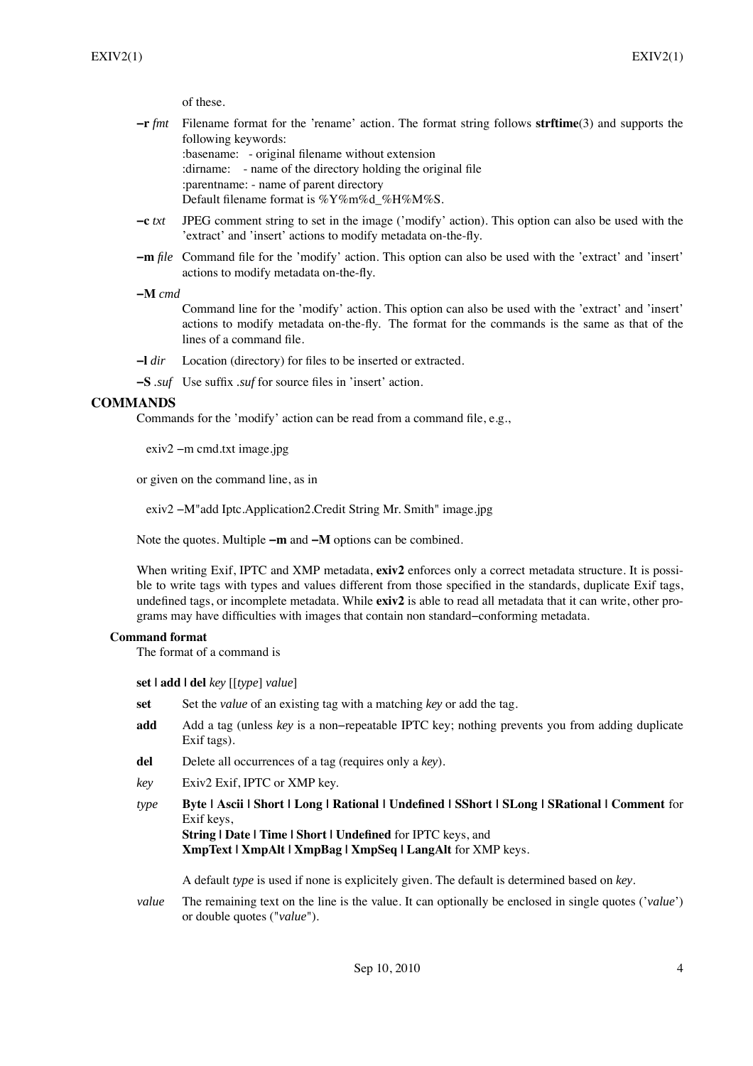of these.

**−r** *fmt* Filename format for the 'rename' action. The format string follows **strftime**(3) and supports the following keywords:
:basename: - original filename without extension
:dirname: - name of the directory holding the original file
:parentname: - name of parent directory
Default filename format is %Y%m%d_%H%M%S.

**−c** *txt* JPEG comment string to set in the image ('modify' action). This option can also be used with the 'extract' and 'insert' actions to modify metadata on-the-fly.

**−m** *file* Command file for the 'modify' action. This option can also be used with the 'extract' and 'insert' actions to modify metadata on-the-fly.

**−M** *cmd*
Command line for the 'modify' action. This option can also be used with the 'extract' and 'insert' actions to modify metadata on-the-fly. The format for the commands is the same as that of the lines of a command file.

**−l** *dir* Location (directory) for files to be inserted or extracted.

**−S** *.suf* Use suffix *.suf* for source files in 'insert' action.

## COMMANDS

Commands for the 'modify' action can be read from a command file, e.g.,

```
exiv2 −m cmd.txt image.jpg
```

or given on the command line, as in

```
exiv2 −M"add Iptc.Application2.Credit String Mr. Smith" image.jpg
```

Note the quotes. Multiple **−m** and **−M** options can be combined.

When writing Exif, IPTC and XMP metadata, **exiv2** enforces only a correct metadata structure. It is possible to write tags with types and values different from those specified in the standards, duplicate Exif tags, undefined tags, or incomplete metadata. While **exiv2** is able to read all metadata that it can write, other programs may have difficulties with images that contain non standard−conforming metadata.

### Command format

The format of a command is

**set | add | del** *key* [[*type*] *value*]

**set** Set the *value* of an existing tag with a matching *key* or add the tag.

**add** Add a tag (unless *key* is a non−repeatable IPTC key; nothing prevents you from adding duplicate Exif tags).

**del** Delete all occurrences of a tag (requires only a *key*).

*key* Exiv2 Exif, IPTC or XMP key.

*type* **Byte | Ascii | Short | Long | Rational | Undefined | SShort | SLong | SRational | Comment** for Exif keys,
**String | Date | Time | Short | Undefined** for IPTC keys, and
**XmpText | XmpAlt | XmpBag | XmpSeq | LangAlt** for XMP keys.

A default *type* is used if none is explicitely given. The default is determined based on *key*.

*value* The remaining text on the line is the value. It can optionally be enclosed in single quotes ('*value*') or double quotes ("*value*").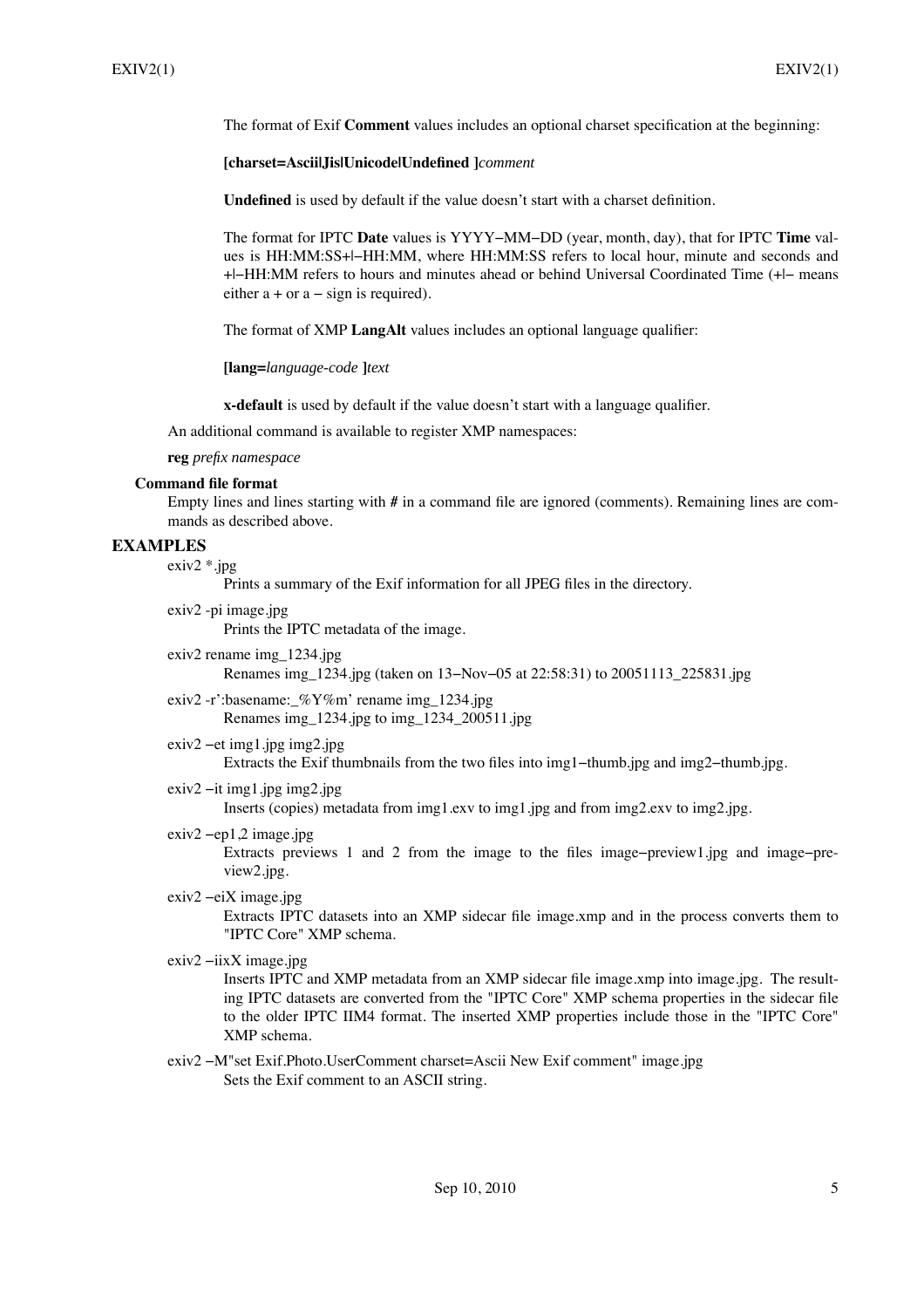The format of Exif **Comment** values includes an optional charset specification at the beginning:

**[charset=Ascii|Jis|Unicode|Undefined ]***comment*

**Undefined** is used by default if the value doesn't start with a charset definition.

The format for IPTC **Date** values is YYYY−MM−DD (year, month, day), that for IPTC **Time** values is HH:MM:SS+|−HH:MM, where HH:MM:SS refers to local hour, minute and seconds and +|−HH:MM refers to hours and minutes ahead or behind Universal Coordinated Time (+|− means either a + or a − sign is required).

The format of XMP **LangAlt** values includes an optional language qualifier:

**[lang=***language-code* **]***text*

**x-default** is used by default if the value doesn't start with a language qualifier.

An additional command is available to register XMP namespaces:

**reg** *prefix namespace*

### Command file format

Empty lines and lines starting with **#** in a command file are ignored (comments). Remaining lines are commands as described above.

## EXAMPLES

exiv2 *.jpg
: Prints a summary of the Exif information for all JPEG files in the directory.

exiv2 -pi image.jpg
: Prints the IPTC metadata of the image.

exiv2 rename img_1234.jpg
: Renames img_1234.jpg (taken on 13−Nov−05 at 22:58:31) to 20051113_225831.jpg

exiv2 -r':basename:_%Y%m' rename img_1234.jpg
: Renames img_1234.jpg to img_1234_200511.jpg

exiv2 −et img1.jpg img2.jpg
: Extracts the Exif thumbnails from the two files into img1−thumb.jpg and img2−thumb.jpg.

exiv2 −it img1.jpg img2.jpg
: Inserts (copies) metadata from img1.exv to img1.jpg and from img2.exv to img2.jpg.

exiv2 −ep1,2 image.jpg
: Extracts previews 1 and 2 from the image to the files image−preview1.jpg and image−preview2.jpg.

exiv2 −eiX image.jpg
: Extracts IPTC datasets into an XMP sidecar file image.xmp and in the process converts them to "IPTC Core" XMP schema.

exiv2 −iixX image.jpg
: Inserts IPTC and XMP metadata from an XMP sidecar file image.xmp into image.jpg. The resulting IPTC datasets are converted from the "IPTC Core" XMP schema properties in the sidecar file to the older IPTC IIM4 format. The inserted XMP properties include those in the "IPTC Core" XMP schema.

exiv2 −M"set Exif.Photo.UserComment charset=Ascii New Exif comment" image.jpg
: Sets the Exif comment to an ASCII string.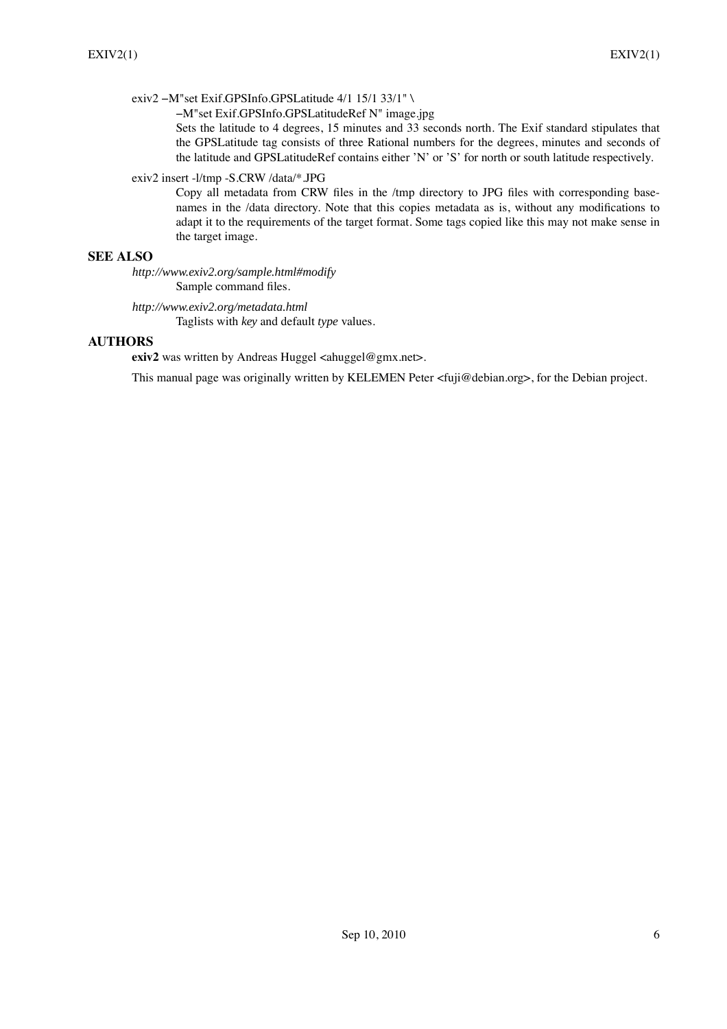exiv2 −M"set Exif.GPSInfo.GPSLatitude 4/1 15/1 33/1" \
−M"set Exif.GPSInfo.GPSLatitudeRef N" image.jpg

Sets the latitude to 4 degrees, 15 minutes and 33 seconds north. The Exif standard stipulates that the GPSLatitude tag consists of three Rational numbers for the degrees, minutes and seconds of the latitude and GPSLatitudeRef contains either 'N' or 'S' for north or south latitude respectively.

exiv2 insert -l/tmp -S.CRW /data/*.JPG

Copy all metadata from CRW files in the /tmp directory to JPG files with corresponding basenames in the /data directory. Note that this copies metadata as is, without any modifications to adapt it to the requirements of the target format. Some tags copied like this may not make sense in the target image.

## SEE ALSO

*http://www.exiv2.org/sample.html#modify*

Sample command files.

*http://www.exiv2.org/metadata.html*

Taglists with *key* and default *type* values.

## AUTHORS

**exiv2** was written by Andreas Huggel <ahuggel@gmx.net>.

This manual page was originally written by KELEMEN Peter <fuji@debian.org>, for the Debian project.